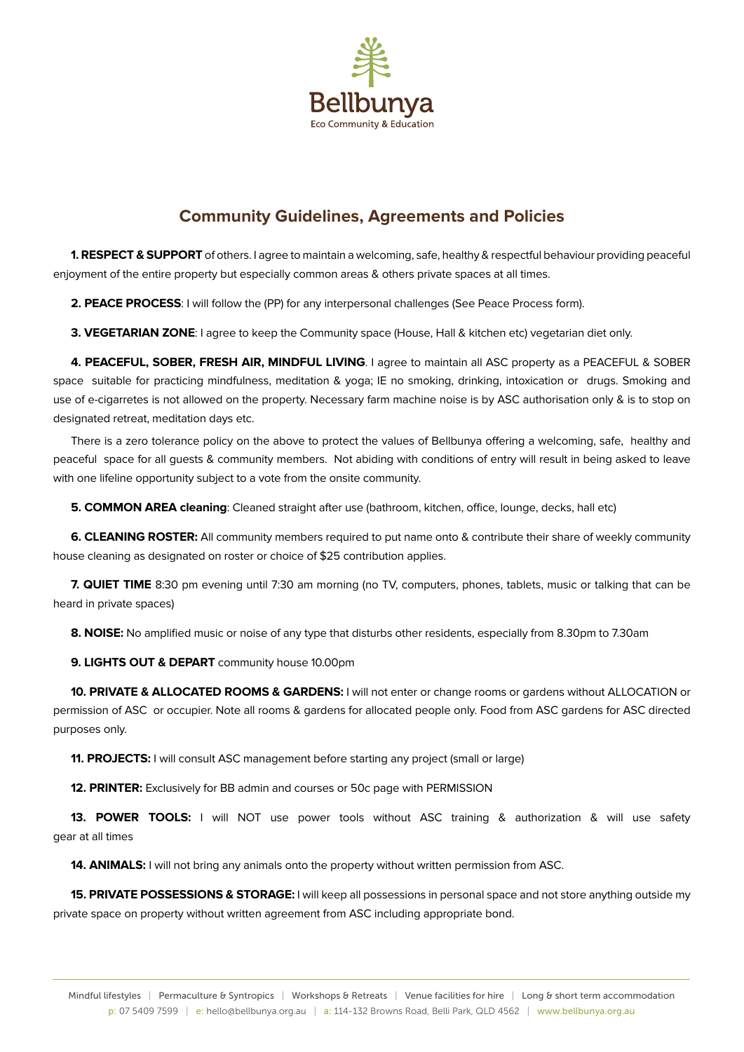Bellbunya

Eco Community & Education

## Community Guidelines, Agreements and Policies

**1. RESPECT & SUPPORT** of others. I agree to maintain a welcoming, safe, healthy & respectful behaviour providing peaceful enjoyment of the entire property but especially common areas & others private spaces at all times.

**2. PEACE PROCESS**: I will follow the (PP) for any interpersonal challenges (See Peace Process form).

**3. VEGETARIAN ZONE**: I agree to keep the Community space (House, Hall & kitchen etc) vegetarian diet only.

**4. PEACEFUL, SOBER, FRESH AIR, MINDFUL LIVING**. I agree to maintain all ASC property as a PEACEFUL & SOBER space suitable for practicing mindfulness, meditation & yoga; IE no smoking, drinking, intoxication or drugs. Smoking and use of e-cigarretes is not allowed on the property. Necessary farm machine noise is by ASC authorisation only & is to stop on designated retreat, meditation days etc.

There is a zero tolerance policy on the above to protect the values of Bellbunya offering a welcoming, safe, healthy and peaceful space for all guests & community members. Not abiding with conditions of entry will result in being asked to leave with one lifeline opportunity subject to a vote from the onsite community.

**5. COMMON AREA cleaning**: Cleaned straight after use (bathroom, kitchen, office, lounge, decks, hall etc)

**6. CLEANING ROSTER:** All community members required to put name onto & contribute their share of weekly community house cleaning as designated on roster or choice of $25 contribution applies.

**7. QUIET TIME** 8:30 pm evening until 7:30 am morning (no TV, computers, phones, tablets, music or talking that can be heard in private spaces)

**8. NOISE:** No amplified music or noise of any type that disturbs other residents, especially from 8.30pm to 7.30am

**9. LIGHTS OUT & DEPART** community house 10.00pm

**10. PRIVATE & ALLOCATED ROOMS & GARDENS:** I will not enter or change rooms or gardens without ALLOCATION or permission of ASC or occupier. Note all rooms & gardens for allocated people only. Food from ASC gardens for ASC directed purposes only.

**11. PROJECTS:** I will consult ASC management before starting any project (small or large)

**12. PRINTER:** Exclusively for BB admin and courses or 50c page with PERMISSION

**13. POWER TOOLS:** I will NOT use power tools without ASC training & authorization & will use safety gear at all times

**14. ANIMALS:** I will not bring any animals onto the property without written permission from ASC.

**15. PRIVATE POSSESSIONS & STORAGE:** I will keep all possessions in personal space and not store anything outside my private space on property without written agreement from ASC including appropriate bond.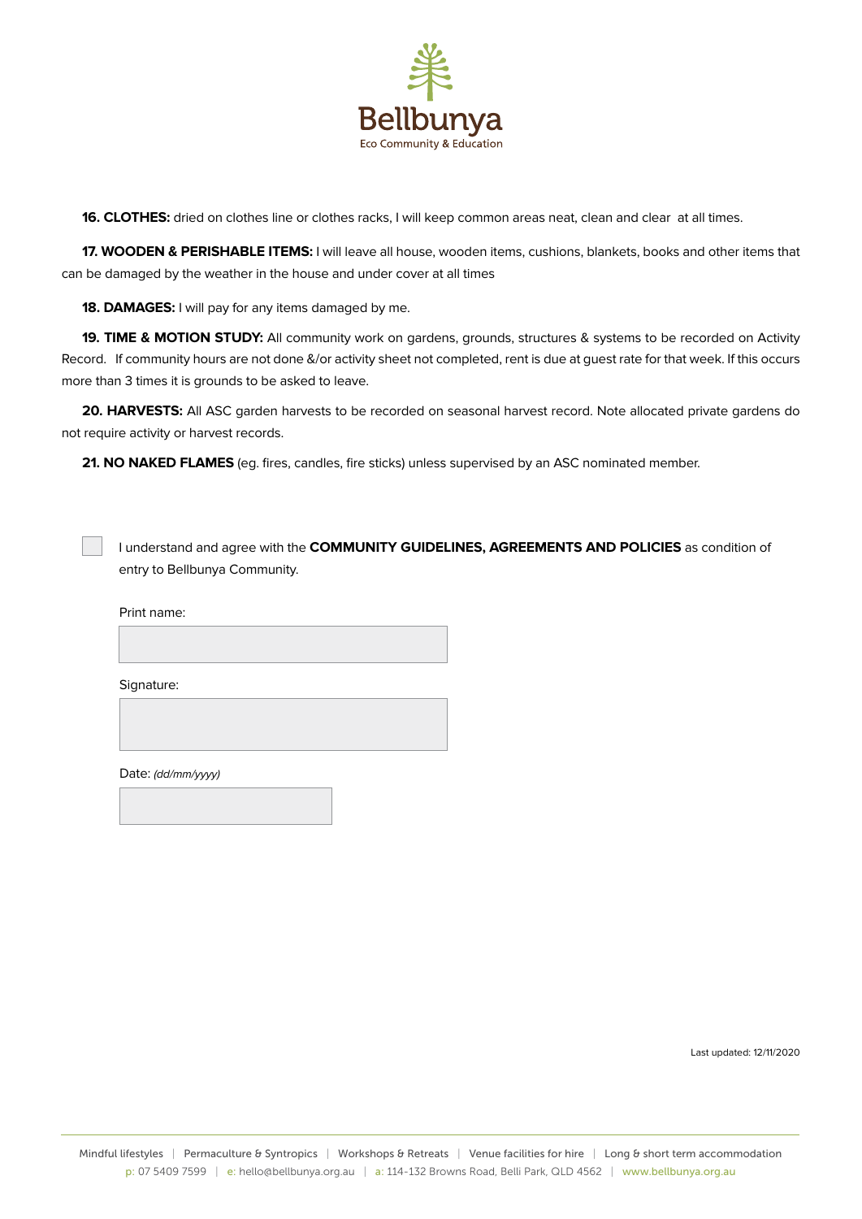Bellbunya

Eco Community & Education

**16. CLOTHES:** dried on clothes line or clothes racks, I will keep common areas neat, clean and clear at all times.

**17. WOODEN & PERISHABLE ITEMS:** I will leave all house, wooden items, cushions, blankets, books and other items that can be damaged by the weather in the house and under cover at all times

**18. DAMAGES:** I will pay for any items damaged by me.

**19. TIME & MOTION STUDY:** All community work on gardens, grounds, structures & systems to be recorded on Activity Record. If community hours are not done &/or activity sheet not completed, rent is due at guest rate for that week. If this occurs more than 3 times it is grounds to be asked to leave.

**20. HARVESTS:** All ASC garden harvests to be recorded on seasonal harvest record. Note allocated private gardens do not require activity or harvest records.

**21. NO NAKED FLAMES** (eg. fires, candles, fire sticks) unless supervised by an ASC nominated member.

☐ I understand and agree with the **COMMUNITY GUIDELINES, AGREEMENTS AND POLICIES** as condition of entry to Bellbunya Community.

Print name:

Signature:

Date: *(dd/mm/yyyy)*

Last updated: 12/11/2020

Mindful lifestyles | Permaculture & Syntropics | Workshops & Retreats | Venue facilities for hire | Long & short term accommodation

p: 07 5409 7599 | e: hello@bellbunya.org.au | a: 114-132 Browns Road, Belli Park, QLD 4562 | www.bellbunya.org.au